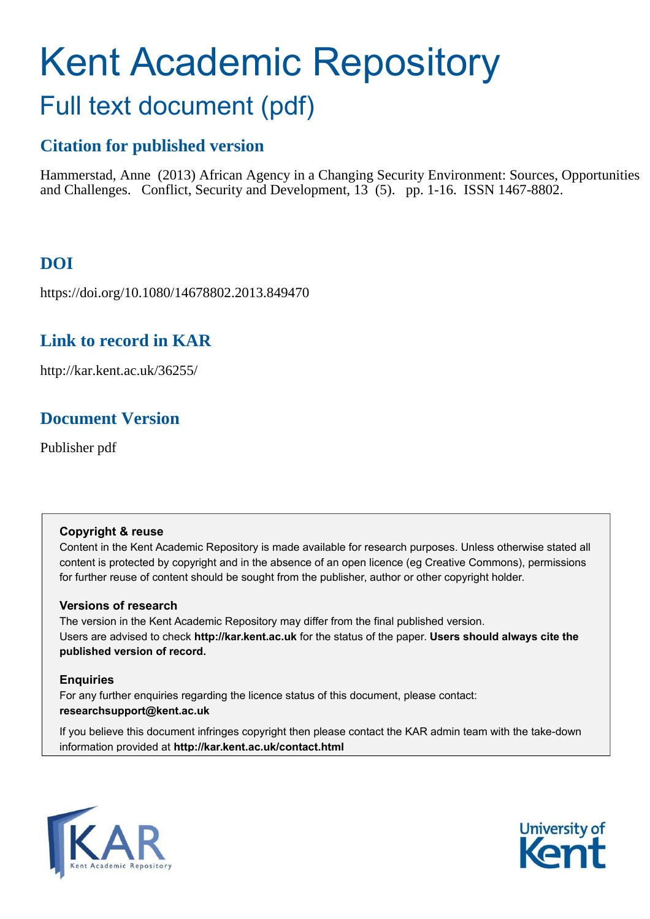# Kent Academic Repository

## Full text document (pdf)

### Citation for published version

Hammerstad, Anne (2013) African Agency in a Changing Security Environment: Sources, Opportunities and Challenges. Conflict, Security and Development, 13 (5). pp. 1-16. ISSN 1467-8802.

### DOI

https://doi.org/10.1080/14678802.2013.849470

### Link to record in KAR

http://kar.kent.ac.uk/36255/

### Document Version

Publisher pdf

**Copyright & reuse**

Content in the Kent Academic Repository is made available for research purposes. Unless otherwise stated all content is protected by copyright and in the absence of an open licence (eg Creative Commons), permissions for further reuse of content should be sought from the publisher, author or other copyright holder.

**Versions of research**

The version in the Kent Academic Repository may differ from the final published version. Users are advised to check **http://kar.kent.ac.uk** for the status of the paper. **Users should always cite the published version of record.**

**Enquiries**

For any further enquiries regarding the licence status of this document, please contact: **researchsupport@kent.ac.uk**

If you believe this document infringes copyright then please contact the KAR admin team with the take-down information provided at **http://kar.kent.ac.uk/contact.html**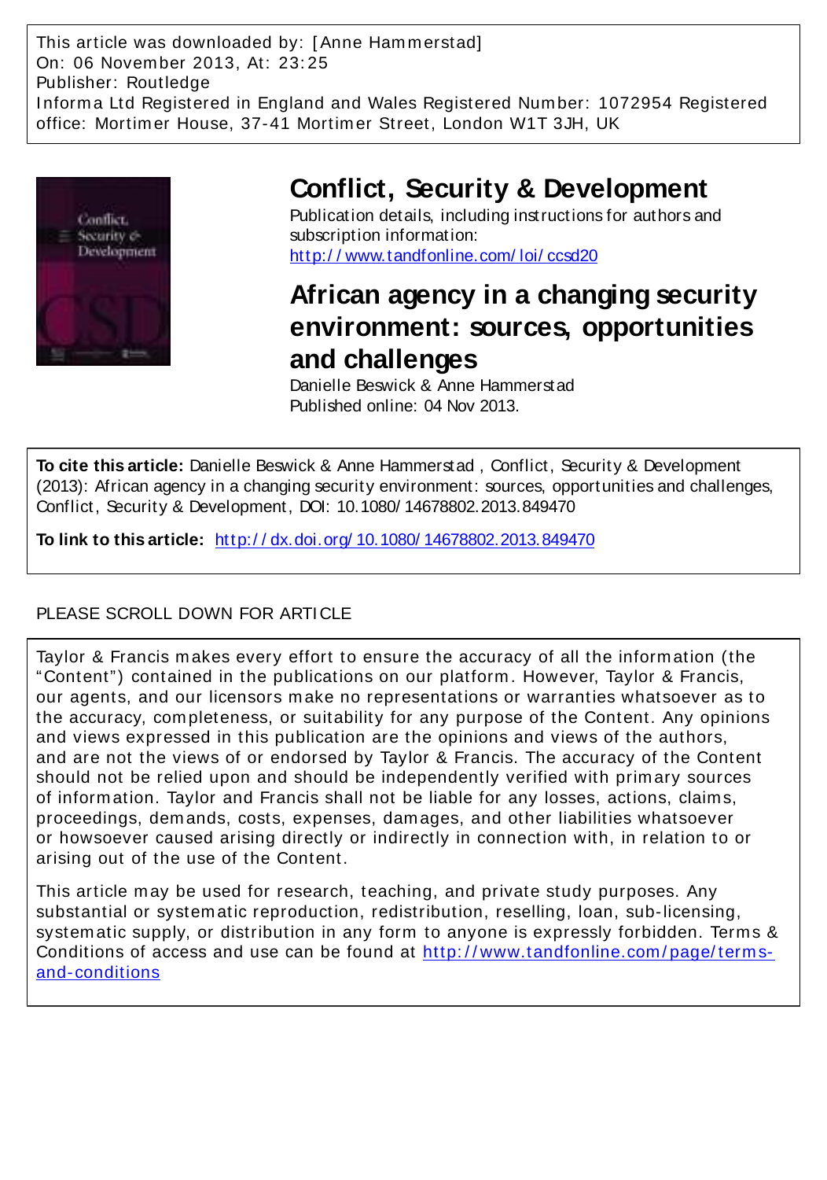This article was downloaded by: [Anne Hammerstad]
On: 06 November 2013, At: 23:25
Publisher: Routledge
Informa Ltd Registered in England and Wales Registered Number: 1072954 Registered office: Mortimer House, 37-41 Mortimer Street, London W1T 3JH, UK

# Conflict, Security & Development

Publication details, including instructions for authors and subscription information:
http://www.tandfonline.com/loi/ccsd20

## African agency in a changing security environment: sources, opportunities and challenges

Danielle Beswick & Anne Hammerstad
Published online: 04 Nov 2013.

**To cite this article:** Danielle Beswick & Anne Hammerstad , Conflict, Security & Development (2013): African agency in a changing security environment: sources, opportunities and challenges, Conflict, Security & Development, DOI: 10.1080/14678802.2013.849470

**To link to this article:** http://dx.doi.org/10.1080/14678802.2013.849470

PLEASE SCROLL DOWN FOR ARTICLE

Taylor & Francis makes every effort to ensure the accuracy of all the information (the "Content") contained in the publications on our platform. However, Taylor & Francis, our agents, and our licensors make no representations or warranties whatsoever as to the accuracy, completeness, or suitability for any purpose of the Content. Any opinions and views expressed in this publication are the opinions and views of the authors, and are not the views of or endorsed by Taylor & Francis. The accuracy of the Content should not be relied upon and should be independently verified with primary sources of information. Taylor and Francis shall not be liable for any losses, actions, claims, proceedings, demands, costs, expenses, damages, and other liabilities whatsoever or howsoever caused arising directly or indirectly in connection with, in relation to or arising out of the use of the Content.

This article may be used for research, teaching, and private study purposes. Any substantial or systematic reproduction, redistribution, reselling, loan, sub-licensing, systematic supply, or distribution in any form to anyone is expressly forbidden. Terms & Conditions of access and use can be found at http://www.tandfonline.com/page/terms-and-conditions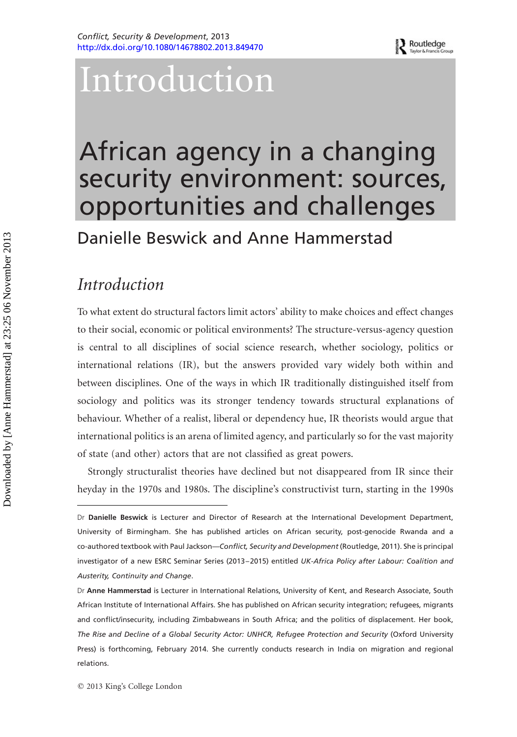# Introduction

## African agency in a changing security environment: sources, opportunities and challenges

Danielle Beswick and Anne Hammerstad

## *Introduction*

To what extent do structural factors limit actors' ability to make choices and effect changes to their social, economic or political environments? The structure-versus-agency question is central to all disciplines of social science research, whether sociology, politics or international relations (IR), but the answers provided vary widely both within and between disciplines. One of the ways in which IR traditionally distinguished itself from sociology and politics was its stronger tendency towards structural explanations of behaviour. Whether of a realist, liberal or dependency hue, IR theorists would argue that international politics is an arena of limited agency, and particularly so for the vast majority of state (and other) actors that are not classified as great powers.

Strongly structuralist theories have declined but not disappeared from IR since their heyday in the 1970s and 1980s. The discipline's constructivist turn, starting in the 1990s

---

Dr **Danielle Beswick** is Lecturer and Director of Research at the International Development Department, University of Birmingham. She has published articles on African security, post-genocide Rwanda and a co-authored textbook with Paul Jackson—*Conflict, Security and Development* (Routledge, 2011). She is principal investigator of a new ESRC Seminar Series (2013–2015) entitled *UK-Africa Policy after Labour: Coalition and Austerity, Continuity and Change*.

Dr **Anne Hammerstad** is Lecturer in International Relations, University of Kent, and Research Associate, South African Institute of International Affairs. She has published on African security integration; refugees, migrants and conflict/insecurity, including Zimbabweans in South Africa; and the politics of displacement. Her book, *The Rise and Decline of a Global Security Actor: UNHCR, Refugee Protection and Security* (Oxford University Press) is forthcoming, February 2014. She currently conducts research in India on migration and regional relations.

© 2013 King's College London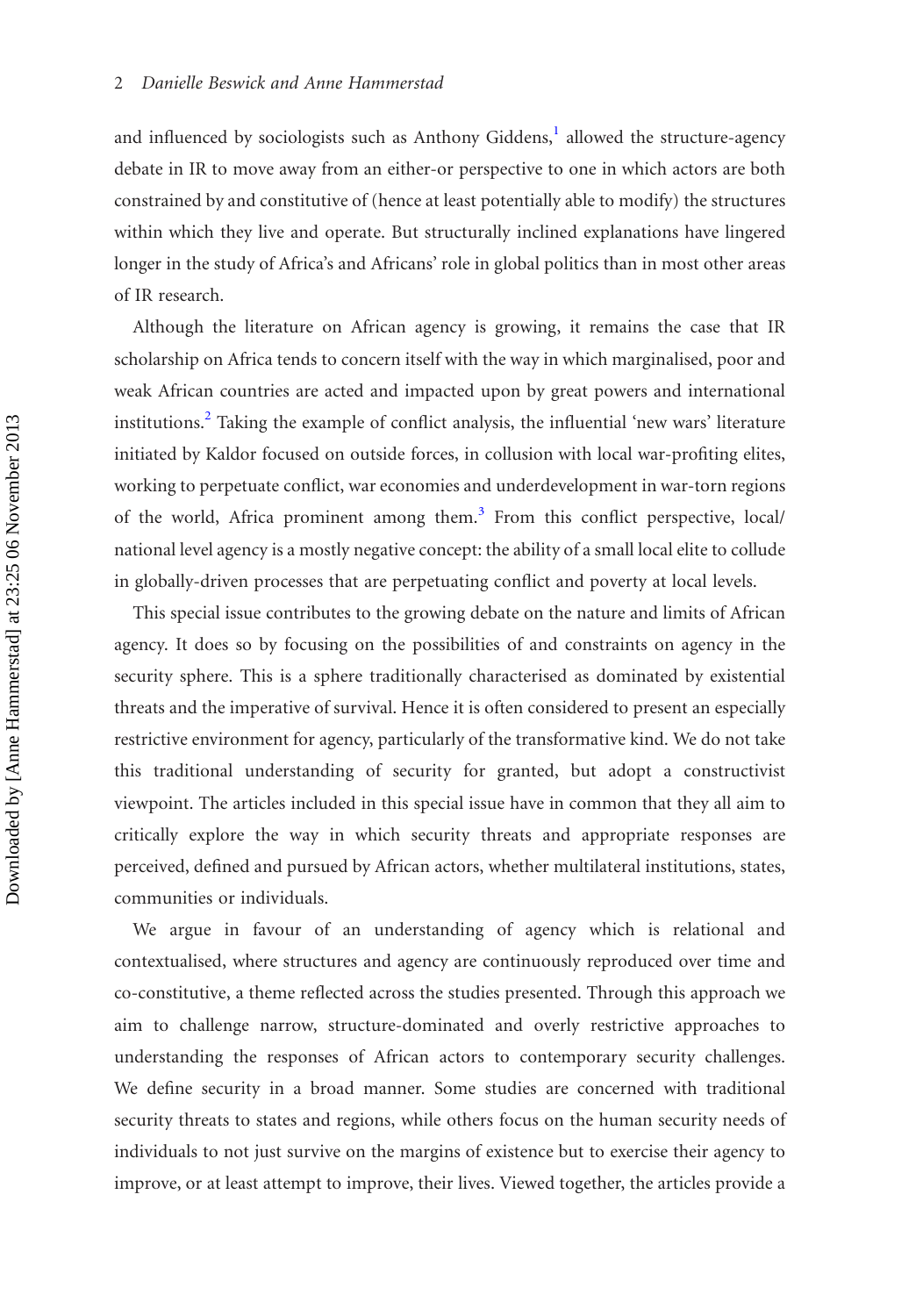and influenced by sociologists such as Anthony Giddens,[1] allowed the structure-agency debate in IR to move away from an either-or perspective to one in which actors are both constrained by and constitutive of (hence at least potentially able to modify) the structures within which they live and operate. But structurally inclined explanations have lingered longer in the study of Africa's and Africans' role in global politics than in most other areas of IR research.

Although the literature on African agency is growing, it remains the case that IR scholarship on Africa tends to concern itself with the way in which marginalised, poor and weak African countries are acted and impacted upon by great powers and international institutions.[2] Taking the example of conflict analysis, the influential 'new wars' literature initiated by Kaldor focused on outside forces, in collusion with local war-profiting elites, working to perpetuate conflict, war economies and underdevelopment in war-torn regions of the world, Africa prominent among them.[3] From this conflict perspective, local/national level agency is a mostly negative concept: the ability of a small local elite to collude in globally-driven processes that are perpetuating conflict and poverty at local levels.

This special issue contributes to the growing debate on the nature and limits of African agency. It does so by focusing on the possibilities of and constraints on agency in the security sphere. This is a sphere traditionally characterised as dominated by existential threats and the imperative of survival. Hence it is often considered to present an especially restrictive environment for agency, particularly of the transformative kind. We do not take this traditional understanding of security for granted, but adopt a constructivist viewpoint. The articles included in this special issue have in common that they all aim to critically explore the way in which security threats and appropriate responses are perceived, defined and pursued by African actors, whether multilateral institutions, states, communities or individuals.

We argue in favour of an understanding of agency which is relational and contextualised, where structures and agency are continuously reproduced over time and co-constitutive, a theme reflected across the studies presented. Through this approach we aim to challenge narrow, structure-dominated and overly restrictive approaches to understanding the responses of African actors to contemporary security challenges. We define security in a broad manner. Some studies are concerned with traditional security threats to states and regions, while others focus on the human security needs of individuals to not just survive on the margins of existence but to exercise their agency to improve, or at least attempt to improve, their lives. Viewed together, the articles provide a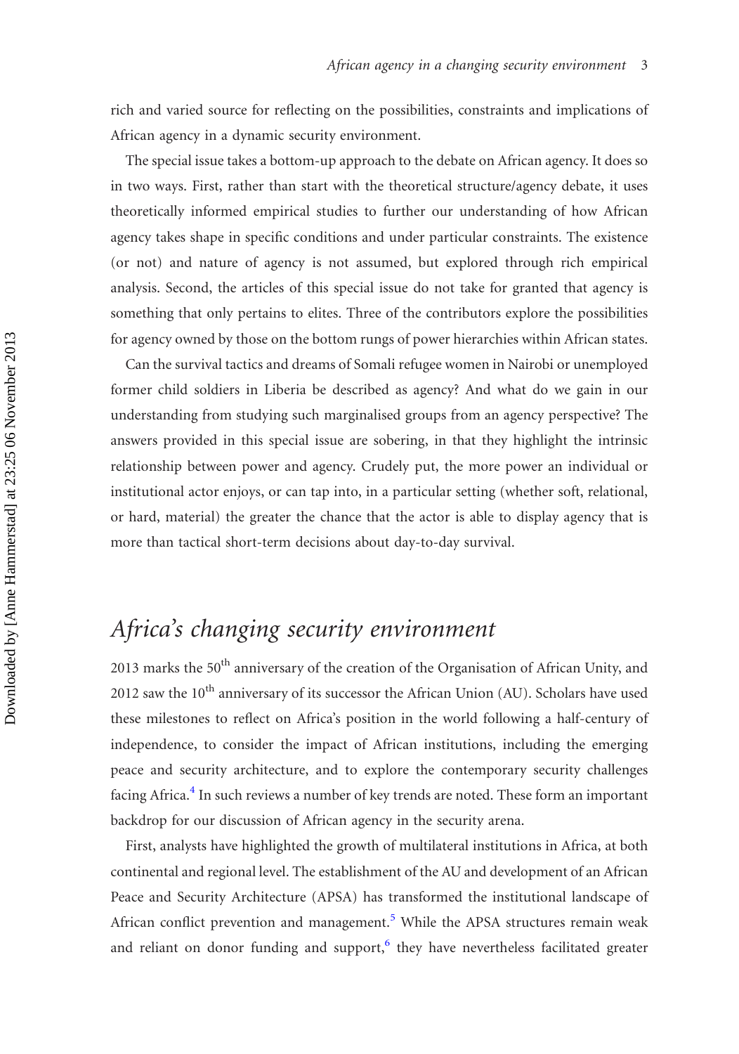rich and varied source for reflecting on the possibilities, constraints and implications of African agency in a dynamic security environment.

The special issue takes a bottom-up approach to the debate on African agency. It does so in two ways. First, rather than start with the theoretical structure/agency debate, it uses theoretically informed empirical studies to further our understanding of how African agency takes shape in specific conditions and under particular constraints. The existence (or not) and nature of agency is not assumed, but explored through rich empirical analysis. Second, the articles of this special issue do not take for granted that agency is something that only pertains to elites. Three of the contributors explore the possibilities for agency owned by those on the bottom rungs of power hierarchies within African states.

Can the survival tactics and dreams of Somali refugee women in Nairobi or unemployed former child soldiers in Liberia be described as agency? And what do we gain in our understanding from studying such marginalised groups from an agency perspective? The answers provided in this special issue are sobering, in that they highlight the intrinsic relationship between power and agency. Crudely put, the more power an individual or institutional actor enjoys, or can tap into, in a particular setting (whether soft, relational, or hard, material) the greater the chance that the actor is able to display agency that is more than tactical short-term decisions about day-to-day survival.

## Africa's changing security environment

2013 marks the 50th anniversary of the creation of the Organisation of African Unity, and 2012 saw the 10th anniversary of its successor the African Union (AU). Scholars have used these milestones to reflect on Africa's position in the world following a half-century of independence, to consider the impact of African institutions, including the emerging peace and security architecture, and to explore the contemporary security challenges facing Africa.[4] In such reviews a number of key trends are noted. These form an important backdrop for our discussion of African agency in the security arena.

First, analysts have highlighted the growth of multilateral institutions in Africa, at both continental and regional level. The establishment of the AU and development of an African Peace and Security Architecture (APSA) has transformed the institutional landscape of African conflict prevention and management.[5] While the APSA structures remain weak and reliant on donor funding and support,[6] they have nevertheless facilitated greater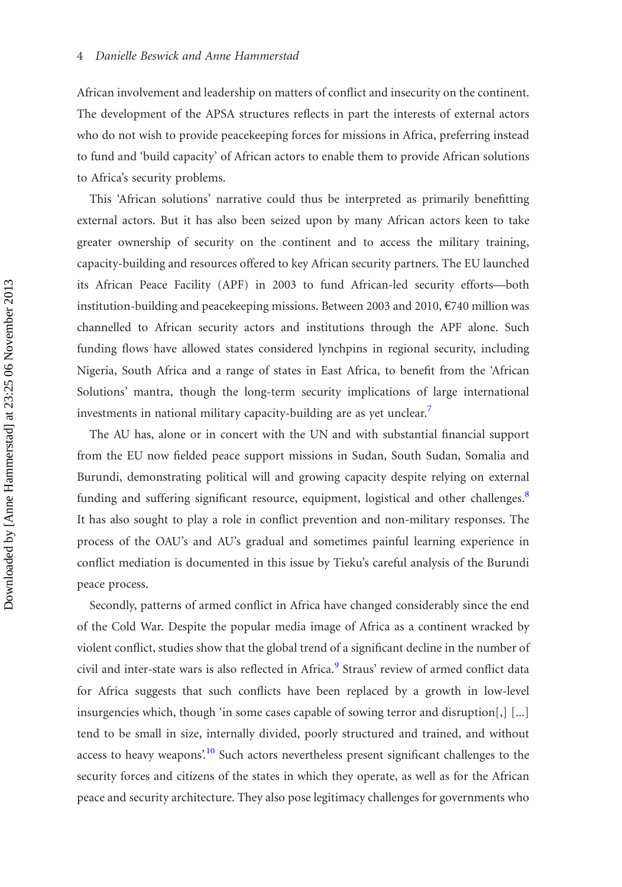African involvement and leadership on matters of conflict and insecurity on the continent. The development of the APSA structures reflects in part the interests of external actors who do not wish to provide peacekeeping forces for missions in Africa, preferring instead to fund and 'build capacity' of African actors to enable them to provide African solutions to Africa's security problems.

This 'African solutions' narrative could thus be interpreted as primarily benefitting external actors. But it has also been seized upon by many African actors keen to take greater ownership of security on the continent and to access the military training, capacity-building and resources offered to key African security partners. The EU launched its African Peace Facility (APF) in 2003 to fund African-led security efforts—both institution-building and peacekeeping missions. Between 2003 and 2010, €740 million was channelled to African security actors and institutions through the APF alone. Such funding flows have allowed states considered lynchpins in regional security, including Nigeria, South Africa and a range of states in East Africa, to benefit from the 'African Solutions' mantra, though the long-term security implications of large international investments in national military capacity-building are as yet unclear.[7]

The AU has, alone or in concert with the UN and with substantial financial support from the EU now fielded peace support missions in Sudan, South Sudan, Somalia and Burundi, demonstrating political will and growing capacity despite relying on external funding and suffering significant resource, equipment, logistical and other challenges.[8] It has also sought to play a role in conflict prevention and non-military responses. The process of the OAU's and AU's gradual and sometimes painful learning experience in conflict mediation is documented in this issue by Tieku's careful analysis of the Burundi peace process.

Secondly, patterns of armed conflict in Africa have changed considerably since the end of the Cold War. Despite the popular media image of Africa as a continent wracked by violent conflict, studies show that the global trend of a significant decline in the number of civil and inter-state wars is also reflected in Africa.[9] Straus' review of armed conflict data for Africa suggests that such conflicts have been replaced by a growth in low-level insurgencies which, though 'in some cases capable of sowing terror and disruption[,] [...] tend to be small in size, internally divided, poorly structured and trained, and without access to heavy weapons'.[10] Such actors nevertheless present significant challenges to the security forces and citizens of the states in which they operate, as well as for the African peace and security architecture. They also pose legitimacy challenges for governments who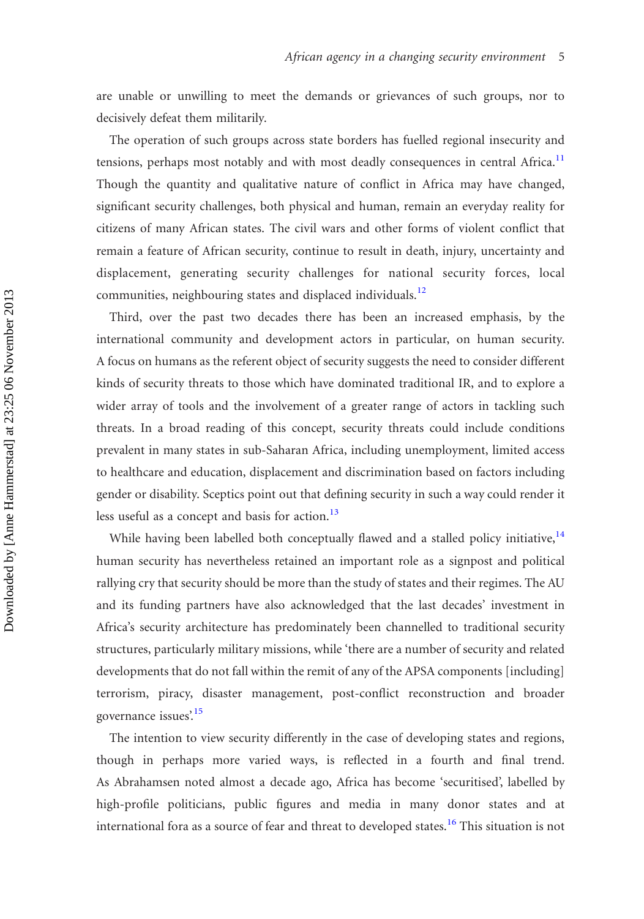are unable or unwilling to meet the demands or grievances of such groups, nor to decisively defeat them militarily.

The operation of such groups across state borders has fuelled regional insecurity and tensions, perhaps most notably and with most deadly consequences in central Africa.[11] Though the quantity and qualitative nature of conflict in Africa may have changed, significant security challenges, both physical and human, remain an everyday reality for citizens of many African states. The civil wars and other forms of violent conflict that remain a feature of African security, continue to result in death, injury, uncertainty and displacement, generating security challenges for national security forces, local communities, neighbouring states and displaced individuals.[12]

Third, over the past two decades there has been an increased emphasis, by the international community and development actors in particular, on human security. A focus on humans as the referent object of security suggests the need to consider different kinds of security threats to those which have dominated traditional IR, and to explore a wider array of tools and the involvement of a greater range of actors in tackling such threats. In a broad reading of this concept, security threats could include conditions prevalent in many states in sub-Saharan Africa, including unemployment, limited access to healthcare and education, displacement and discrimination based on factors including gender or disability. Sceptics point out that defining security in such a way could render it less useful as a concept and basis for action.[13]

While having been labelled both conceptually flawed and a stalled policy initiative,[14] human security has nevertheless retained an important role as a signpost and political rallying cry that security should be more than the study of states and their regimes. The AU and its funding partners have also acknowledged that the last decades' investment in Africa's security architecture has predominately been channelled to traditional security structures, particularly military missions, while 'there are a number of security and related developments that do not fall within the remit of any of the APSA components [including] terrorism, piracy, disaster management, post-conflict reconstruction and broader governance issues'.[15]

The intention to view security differently in the case of developing states and regions, though in perhaps more varied ways, is reflected in a fourth and final trend. As Abrahamsen noted almost a decade ago, Africa has become 'securitised', labelled by high-profile politicians, public figures and media in many donor states and at international fora as a source of fear and threat to developed states.[16] This situation is not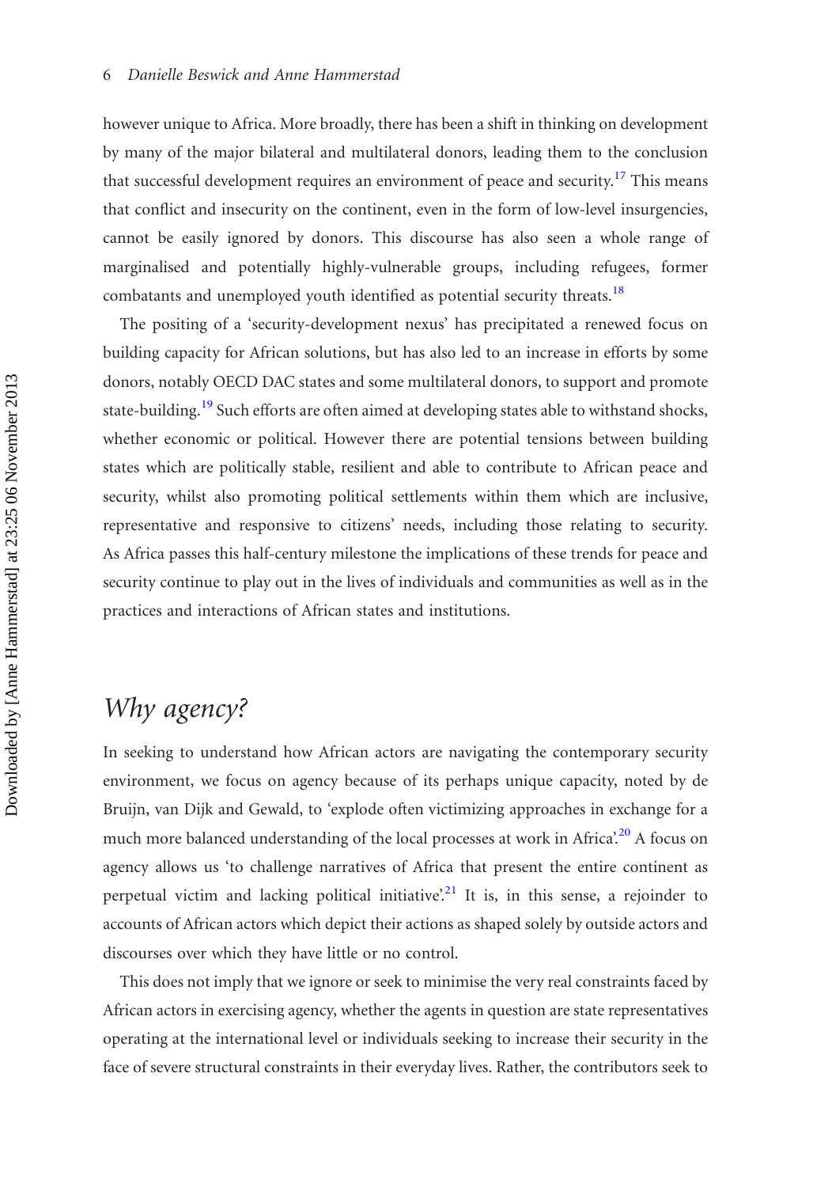however unique to Africa. More broadly, there has been a shift in thinking on development by many of the major bilateral and multilateral donors, leading them to the conclusion that successful development requires an environment of peace and security.[17] This means that conflict and insecurity on the continent, even in the form of low-level insurgencies, cannot be easily ignored by donors. This discourse has also seen a whole range of marginalised and potentially highly-vulnerable groups, including refugees, former combatants and unemployed youth identified as potential security threats.[18]

The positing of a 'security-development nexus' has precipitated a renewed focus on building capacity for African solutions, but has also led to an increase in efforts by some donors, notably OECD DAC states and some multilateral donors, to support and promote state-building.[19] Such efforts are often aimed at developing states able to withstand shocks, whether economic or political. However there are potential tensions between building states which are politically stable, resilient and able to contribute to African peace and security, whilst also promoting political settlements within them which are inclusive, representative and responsive to citizens' needs, including those relating to security. As Africa passes this half-century milestone the implications of these trends for peace and security continue to play out in the lives of individuals and communities as well as in the practices and interactions of African states and institutions.

## *Why agency?*

In seeking to understand how African actors are navigating the contemporary security environment, we focus on agency because of its perhaps unique capacity, noted by de Bruijn, van Dijk and Gewald, to 'explode often victimizing approaches in exchange for a much more balanced understanding of the local processes at work in Africa'.[20] A focus on agency allows us 'to challenge narratives of Africa that present the entire continent as perpetual victim and lacking political initiative'.[21] It is, in this sense, a rejoinder to accounts of African actors which depict their actions as shaped solely by outside actors and discourses over which they have little or no control.

This does not imply that we ignore or seek to minimise the very real constraints faced by African actors in exercising agency, whether the agents in question are state representatives operating at the international level or individuals seeking to increase their security in the face of severe structural constraints in their everyday lives. Rather, the contributors seek to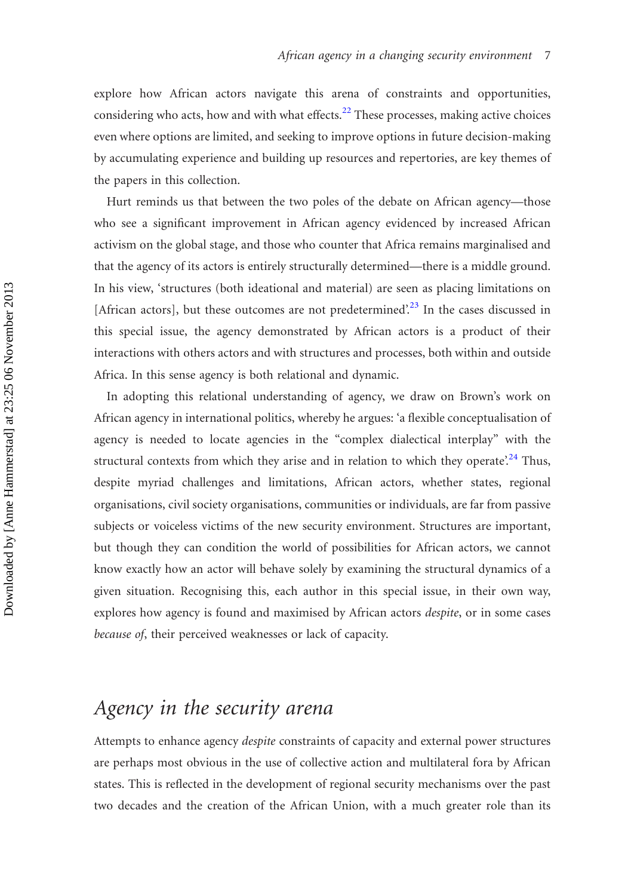explore how African actors navigate this arena of constraints and opportunities, considering who acts, how and with what effects.[22] These processes, making active choices even where options are limited, and seeking to improve options in future decision-making by accumulating experience and building up resources and repertories, are key themes of the papers in this collection.

Hurt reminds us that between the two poles of the debate on African agency—those who see a significant improvement in African agency evidenced by increased African activism on the global stage, and those who counter that Africa remains marginalised and that the agency of its actors is entirely structurally determined—there is a middle ground. In his view, 'structures (both ideational and material) are seen as placing limitations on [African actors], but these outcomes are not predetermined'.[23] In the cases discussed in this special issue, the agency demonstrated by African actors is a product of their interactions with others actors and with structures and processes, both within and outside Africa. In this sense agency is both relational and dynamic.

In adopting this relational understanding of agency, we draw on Brown's work on African agency in international politics, whereby he argues: 'a flexible conceptualisation of agency is needed to locate agencies in the "complex dialectical interplay" with the structural contexts from which they arise and in relation to which they operate'.[24] Thus, despite myriad challenges and limitations, African actors, whether states, regional organisations, civil society organisations, communities or individuals, are far from passive subjects or voiceless victims of the new security environment. Structures are important, but though they can condition the world of possibilities for African actors, we cannot know exactly how an actor will behave solely by examining the structural dynamics of a given situation. Recognising this, each author in this special issue, in their own way, explores how agency is found and maximised by African actors *despite*, or in some cases *because of*, their perceived weaknesses or lack of capacity.

## Agency in the security arena

Attempts to enhance agency *despite* constraints of capacity and external power structures are perhaps most obvious in the use of collective action and multilateral fora by African states. This is reflected in the development of regional security mechanisms over the past two decades and the creation of the African Union, with a much greater role than its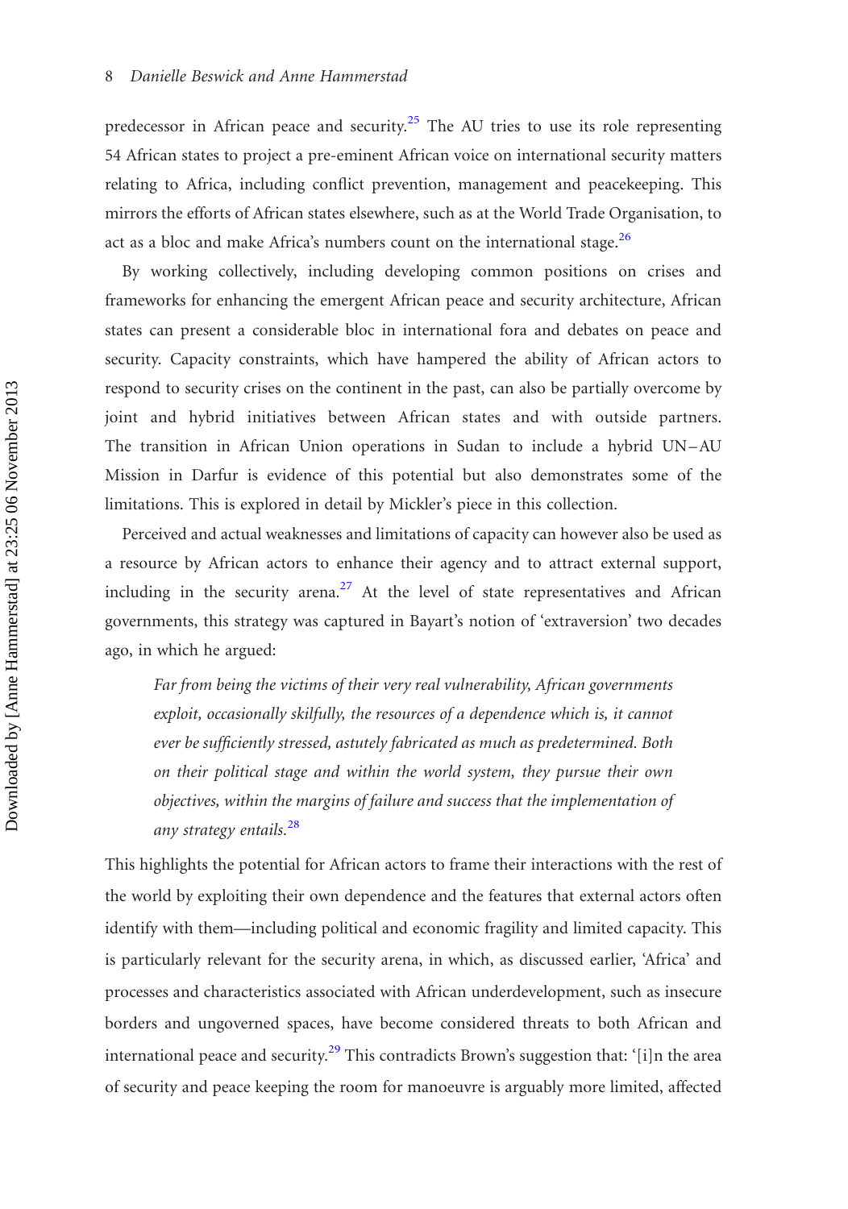predecessor in African peace and security.[25] The AU tries to use its role representing 54 African states to project a pre-eminent African voice on international security matters relating to Africa, including conflict prevention, management and peacekeeping. This mirrors the efforts of African states elsewhere, such as at the World Trade Organisation, to act as a bloc and make Africa's numbers count on the international stage.[26]

By working collectively, including developing common positions on crises and frameworks for enhancing the emergent African peace and security architecture, African states can present a considerable bloc in international fora and debates on peace and security. Capacity constraints, which have hampered the ability of African actors to respond to security crises on the continent in the past, can also be partially overcome by joint and hybrid initiatives between African states and with outside partners. The transition in African Union operations in Sudan to include a hybrid UN–AU Mission in Darfur is evidence of this potential but also demonstrates some of the limitations. This is explored in detail by Mickler's piece in this collection.

Perceived and actual weaknesses and limitations of capacity can however also be used as a resource by African actors to enhance their agency and to attract external support, including in the security arena.[27] At the level of state representatives and African governments, this strategy was captured in Bayart's notion of 'extraversion' two decades ago, in which he argued:

> *Far from being the victims of their very real vulnerability, African governments exploit, occasionally skilfully, the resources of a dependence which is, it cannot ever be sufficiently stressed, astutely fabricated as much as predetermined. Both on their political stage and within the world system, they pursue their own objectives, within the margins of failure and success that the implementation of any strategy entails.*[28]

This highlights the potential for African actors to frame their interactions with the rest of the world by exploiting their own dependence and the features that external actors often identify with them—including political and economic fragility and limited capacity. This is particularly relevant for the security arena, in which, as discussed earlier, 'Africa' and processes and characteristics associated with African underdevelopment, such as insecure borders and ungoverned spaces, have become considered threats to both African and international peace and security.[29] This contradicts Brown's suggestion that: '[i]n the area of security and peace keeping the room for manoeuvre is arguably more limited, affected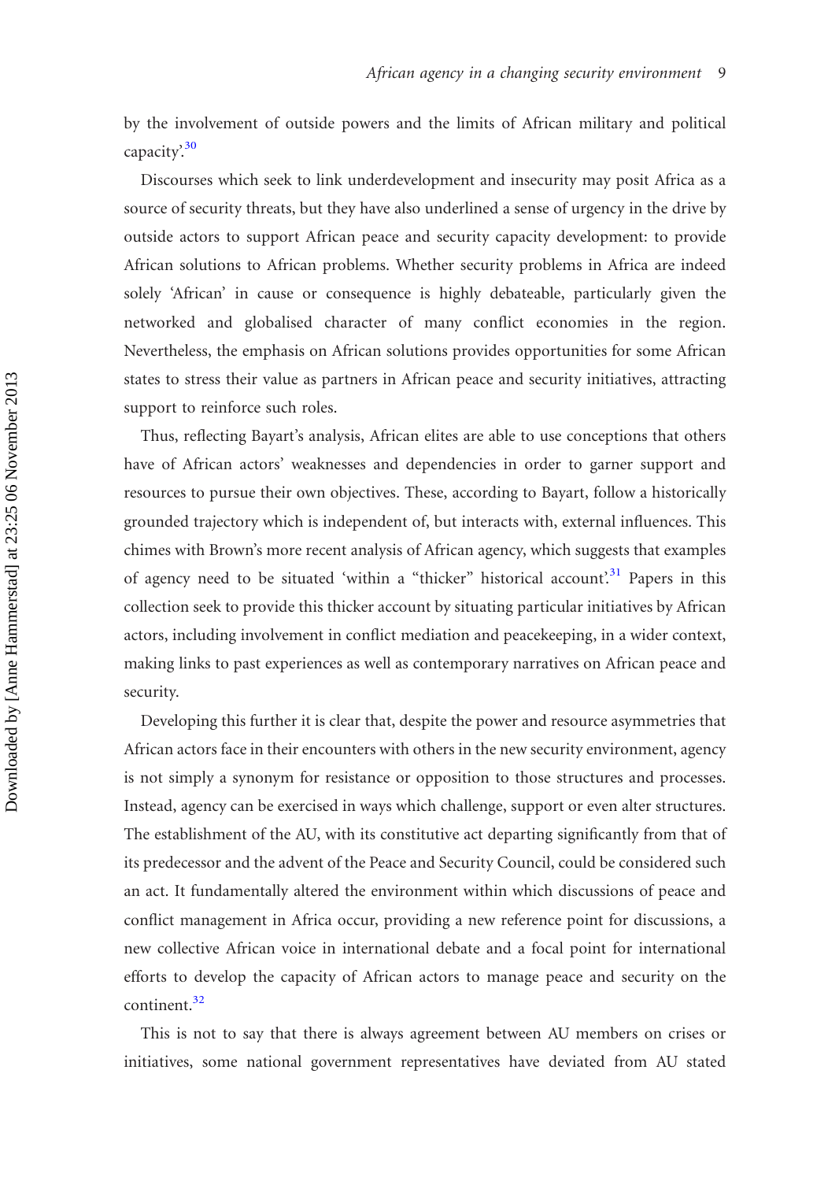by the involvement of outside powers and the limits of African military and political capacity'.[30]

Discourses which seek to link underdevelopment and insecurity may posit Africa as a source of security threats, but they have also underlined a sense of urgency in the drive by outside actors to support African peace and security capacity development: to provide African solutions to African problems. Whether security problems in Africa are indeed solely 'African' in cause or consequence is highly debateable, particularly given the networked and globalised character of many conflict economies in the region. Nevertheless, the emphasis on African solutions provides opportunities for some African states to stress their value as partners in African peace and security initiatives, attracting support to reinforce such roles.

Thus, reflecting Bayart's analysis, African elites are able to use conceptions that others have of African actors' weaknesses and dependencies in order to garner support and resources to pursue their own objectives. These, according to Bayart, follow a historically grounded trajectory which is independent of, but interacts with, external influences. This chimes with Brown's more recent analysis of African agency, which suggests that examples of agency need to be situated 'within a "thicker" historical account'.[31] Papers in this collection seek to provide this thicker account by situating particular initiatives by African actors, including involvement in conflict mediation and peacekeeping, in a wider context, making links to past experiences as well as contemporary narratives on African peace and security.

Developing this further it is clear that, despite the power and resource asymmetries that African actors face in their encounters with others in the new security environment, agency is not simply a synonym for resistance or opposition to those structures and processes. Instead, agency can be exercised in ways which challenge, support or even alter structures. The establishment of the AU, with its constitutive act departing significantly from that of its predecessor and the advent of the Peace and Security Council, could be considered such an act. It fundamentally altered the environment within which discussions of peace and conflict management in Africa occur, providing a new reference point for discussions, a new collective African voice in international debate and a focal point for international efforts to develop the capacity of African actors to manage peace and security on the continent.[32]

This is not to say that there is always agreement between AU members on crises or initiatives, some national government representatives have deviated from AU stated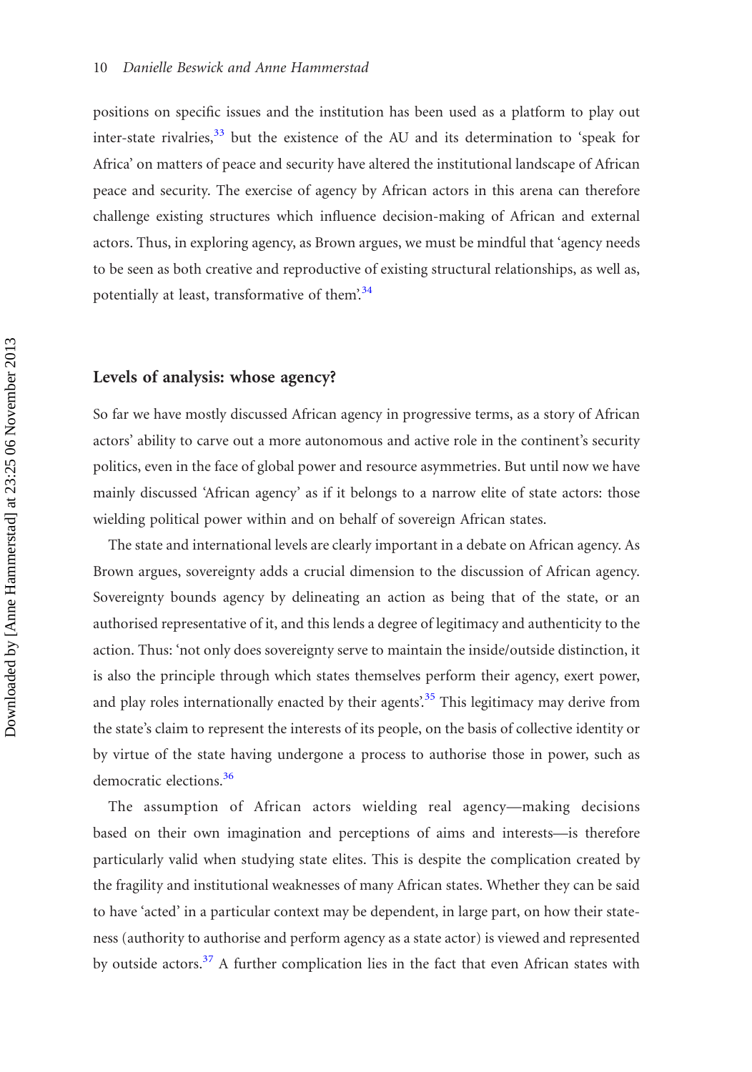positions on specific issues and the institution has been used as a platform to play out inter-state rivalries,[33] but the existence of the AU and its determination to 'speak for Africa' on matters of peace and security have altered the institutional landscape of African peace and security. The exercise of agency by African actors in this arena can therefore challenge existing structures which influence decision-making of African and external actors. Thus, in exploring agency, as Brown argues, we must be mindful that 'agency needs to be seen as both creative and reproductive of existing structural relationships, as well as, potentially at least, transformative of them'.[34]

## Levels of analysis: whose agency?

So far we have mostly discussed African agency in progressive terms, as a story of African actors' ability to carve out a more autonomous and active role in the continent's security politics, even in the face of global power and resource asymmetries. But until now we have mainly discussed 'African agency' as if it belongs to a narrow elite of state actors: those wielding political power within and on behalf of sovereign African states.

The state and international levels are clearly important in a debate on African agency. As Brown argues, sovereignty adds a crucial dimension to the discussion of African agency. Sovereignty bounds agency by delineating an action as being that of the state, or an authorised representative of it, and this lends a degree of legitimacy and authenticity to the action. Thus: 'not only does sovereignty serve to maintain the inside/outside distinction, it is also the principle through which states themselves perform their agency, exert power, and play roles internationally enacted by their agents'.[35] This legitimacy may derive from the state's claim to represent the interests of its people, on the basis of collective identity or by virtue of the state having undergone a process to authorise those in power, such as democratic elections.[36]

The assumption of African actors wielding real agency—making decisions based on their own imagination and perceptions of aims and interests—is therefore particularly valid when studying state elites. This is despite the complication created by the fragility and institutional weaknesses of many African states. Whether they can be said to have 'acted' in a particular context may be dependent, in large part, on how their state-ness (authority to authorise and perform agency as a state actor) is viewed and represented by outside actors.[37] A further complication lies in the fact that even African states with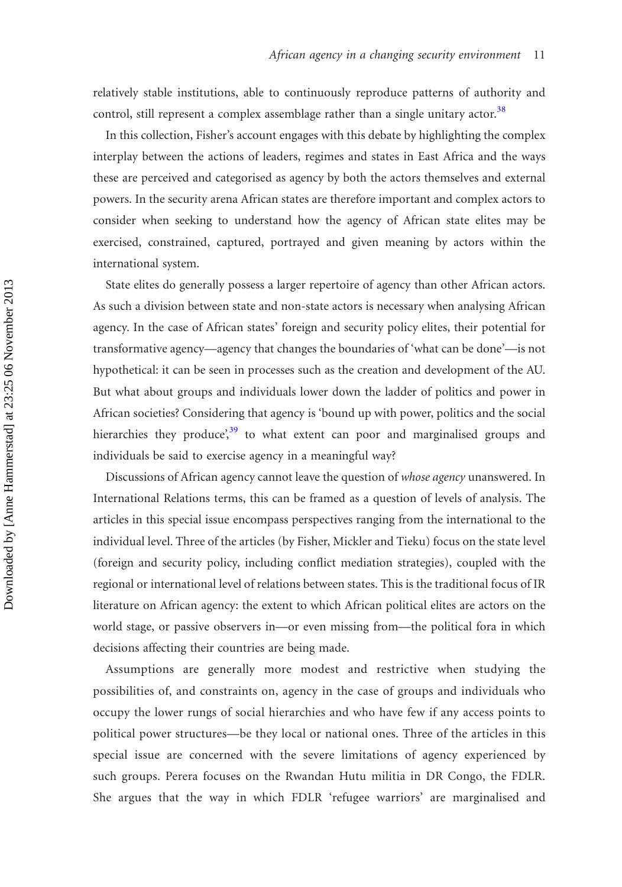relatively stable institutions, able to continuously reproduce patterns of authority and control, still represent a complex assemblage rather than a single unitary actor.[38]

In this collection, Fisher's account engages with this debate by highlighting the complex interplay between the actions of leaders, regimes and states in East Africa and the ways these are perceived and categorised as agency by both the actors themselves and external powers. In the security arena African states are therefore important and complex actors to consider when seeking to understand how the agency of African state elites may be exercised, constrained, captured, portrayed and given meaning by actors within the international system.

State elites do generally possess a larger repertoire of agency than other African actors. As such a division between state and non-state actors is necessary when analysing African agency. In the case of African states' foreign and security policy elites, their potential for transformative agency—agency that changes the boundaries of 'what can be done'—is not hypothetical: it can be seen in processes such as the creation and development of the AU. But what about groups and individuals lower down the ladder of politics and power in African societies? Considering that agency is 'bound up with power, politics and the social hierarchies they produce',[39] to what extent can poor and marginalised groups and individuals be said to exercise agency in a meaningful way?

Discussions of African agency cannot leave the question of *whose agency* unanswered. In International Relations terms, this can be framed as a question of levels of analysis. The articles in this special issue encompass perspectives ranging from the international to the individual level. Three of the articles (by Fisher, Mickler and Tieku) focus on the state level (foreign and security policy, including conflict mediation strategies), coupled with the regional or international level of relations between states. This is the traditional focus of IR literature on African agency: the extent to which African political elites are actors on the world stage, or passive observers in—or even missing from—the political fora in which decisions affecting their countries are being made.

Assumptions are generally more modest and restrictive when studying the possibilities of, and constraints on, agency in the case of groups and individuals who occupy the lower rungs of social hierarchies and who have few if any access points to political power structures—be they local or national ones. Three of the articles in this special issue are concerned with the severe limitations of agency experienced by such groups. Perera focuses on the Rwandan Hutu militia in DR Congo, the FDLR. She argues that the way in which FDLR 'refugee warriors' are marginalised and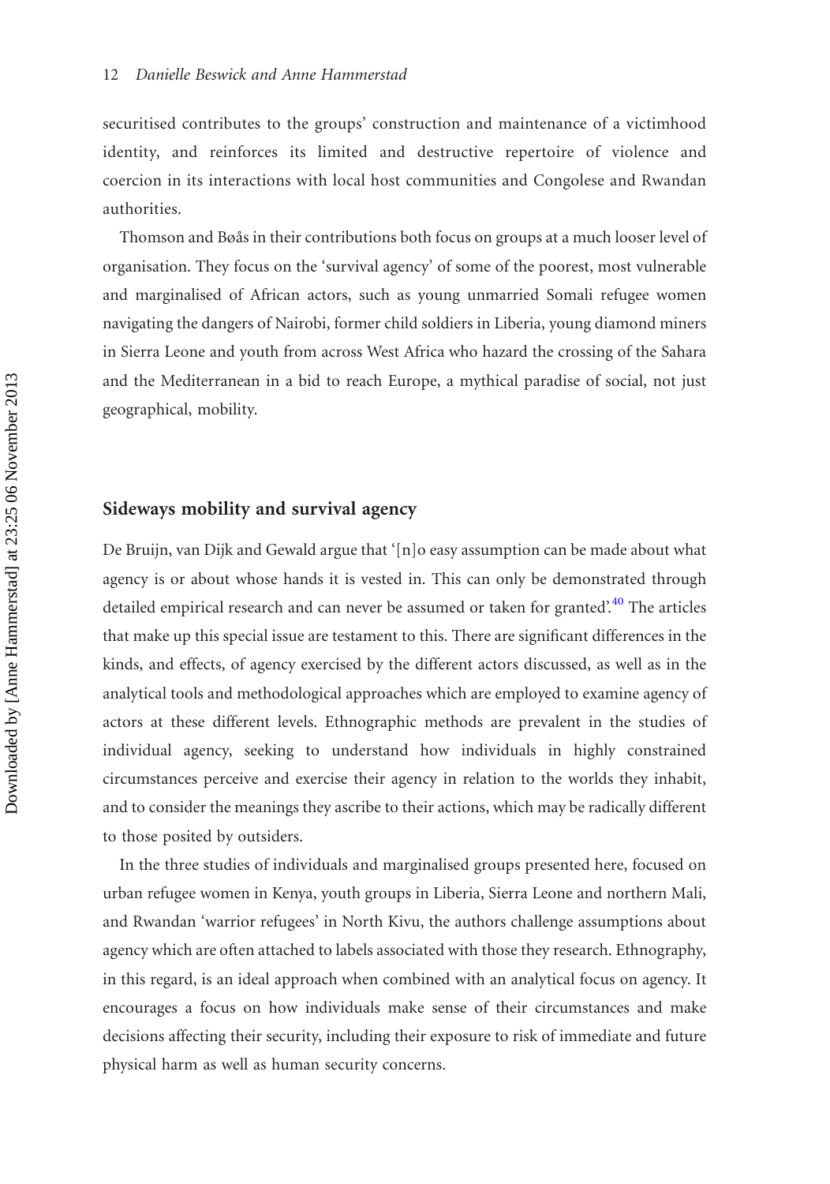securitised contributes to the groups' construction and maintenance of a victimhood identity, and reinforces its limited and destructive repertoire of violence and coercion in its interactions with local host communities and Congolese and Rwandan authorities.

Thomson and Bøås in their contributions both focus on groups at a much looser level of organisation. They focus on the 'survival agency' of some of the poorest, most vulnerable and marginalised of African actors, such as young unmarried Somali refugee women navigating the dangers of Nairobi, former child soldiers in Liberia, young diamond miners in Sierra Leone and youth from across West Africa who hazard the crossing of the Sahara and the Mediterranean in a bid to reach Europe, a mythical paradise of social, not just geographical, mobility.

## Sideways mobility and survival agency

De Bruijn, van Dijk and Gewald argue that '[n]o easy assumption can be made about what agency is or about whose hands it is vested in. This can only be demonstrated through detailed empirical research and can never be assumed or taken for granted'.[40] The articles that make up this special issue are testament to this. There are significant differences in the kinds, and effects, of agency exercised by the different actors discussed, as well as in the analytical tools and methodological approaches which are employed to examine agency of actors at these different levels. Ethnographic methods are prevalent in the studies of individual agency, seeking to understand how individuals in highly constrained circumstances perceive and exercise their agency in relation to the worlds they inhabit, and to consider the meanings they ascribe to their actions, which may be radically different to those posited by outsiders.

In the three studies of individuals and marginalised groups presented here, focused on urban refugee women in Kenya, youth groups in Liberia, Sierra Leone and northern Mali, and Rwandan 'warrior refugees' in North Kivu, the authors challenge assumptions about agency which are often attached to labels associated with those they research. Ethnography, in this regard, is an ideal approach when combined with an analytical focus on agency. It encourages a focus on how individuals make sense of their circumstances and make decisions affecting their security, including their exposure to risk of immediate and future physical harm as well as human security concerns.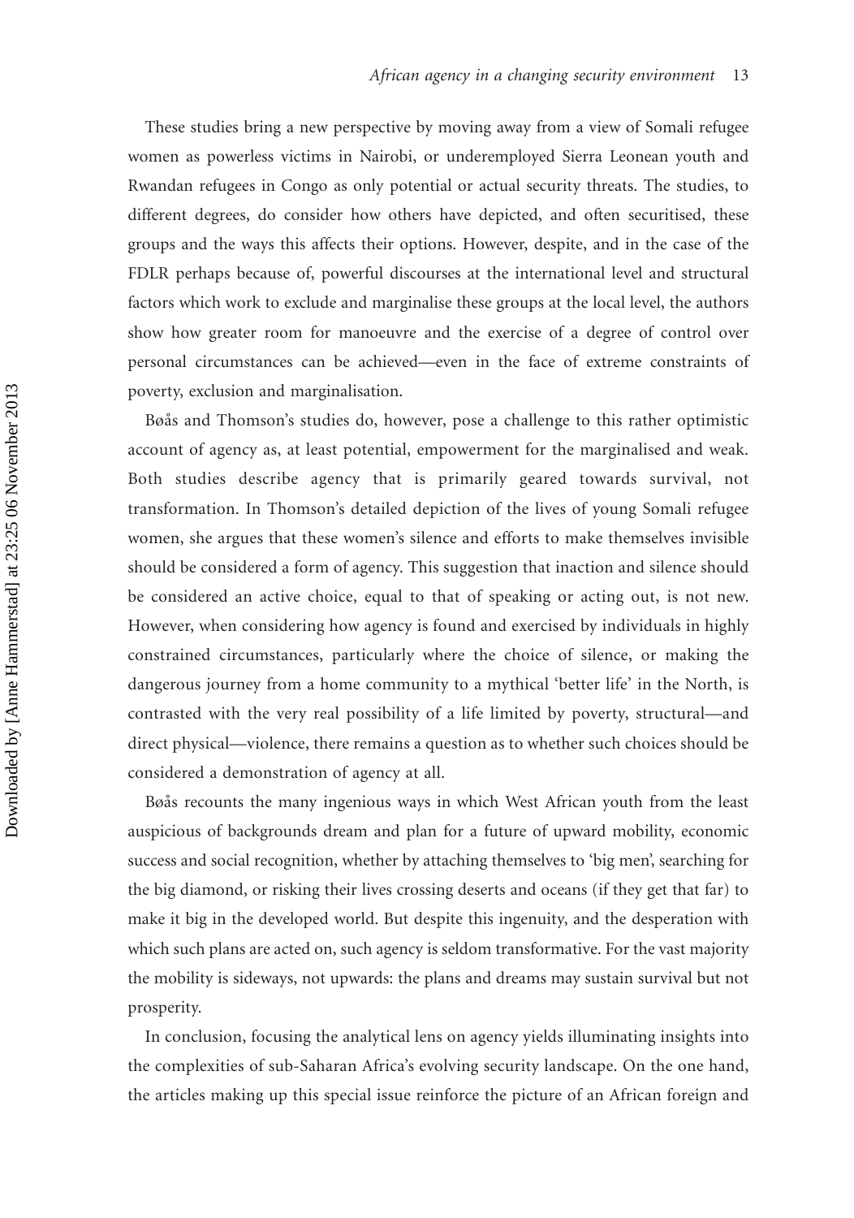These studies bring a new perspective by moving away from a view of Somali refugee women as powerless victims in Nairobi, or underemployed Sierra Leonean youth and Rwandan refugees in Congo as only potential or actual security threats. The studies, to different degrees, do consider how others have depicted, and often securitised, these groups and the ways this affects their options. However, despite, and in the case of the FDLR perhaps because of, powerful discourses at the international level and structural factors which work to exclude and marginalise these groups at the local level, the authors show how greater room for manoeuvre and the exercise of a degree of control over personal circumstances can be achieved—even in the face of extreme constraints of poverty, exclusion and marginalisation.

Bøås and Thomson's studies do, however, pose a challenge to this rather optimistic account of agency as, at least potential, empowerment for the marginalised and weak. Both studies describe agency that is primarily geared towards survival, not transformation. In Thomson's detailed depiction of the lives of young Somali refugee women, she argues that these women's silence and efforts to make themselves invisible should be considered a form of agency. This suggestion that inaction and silence should be considered an active choice, equal to that of speaking or acting out, is not new. However, when considering how agency is found and exercised by individuals in highly constrained circumstances, particularly where the choice of silence, or making the dangerous journey from a home community to a mythical 'better life' in the North, is contrasted with the very real possibility of a life limited by poverty, structural—and direct physical—violence, there remains a question as to whether such choices should be considered a demonstration of agency at all.

Bøås recounts the many ingenious ways in which West African youth from the least auspicious of backgrounds dream and plan for a future of upward mobility, economic success and social recognition, whether by attaching themselves to 'big men', searching for the big diamond, or risking their lives crossing deserts and oceans (if they get that far) to make it big in the developed world. But despite this ingenuity, and the desperation with which such plans are acted on, such agency is seldom transformative. For the vast majority the mobility is sideways, not upwards: the plans and dreams may sustain survival but not prosperity.

In conclusion, focusing the analytical lens on agency yields illuminating insights into the complexities of sub-Saharan Africa's evolving security landscape. On the one hand, the articles making up this special issue reinforce the picture of an African foreign and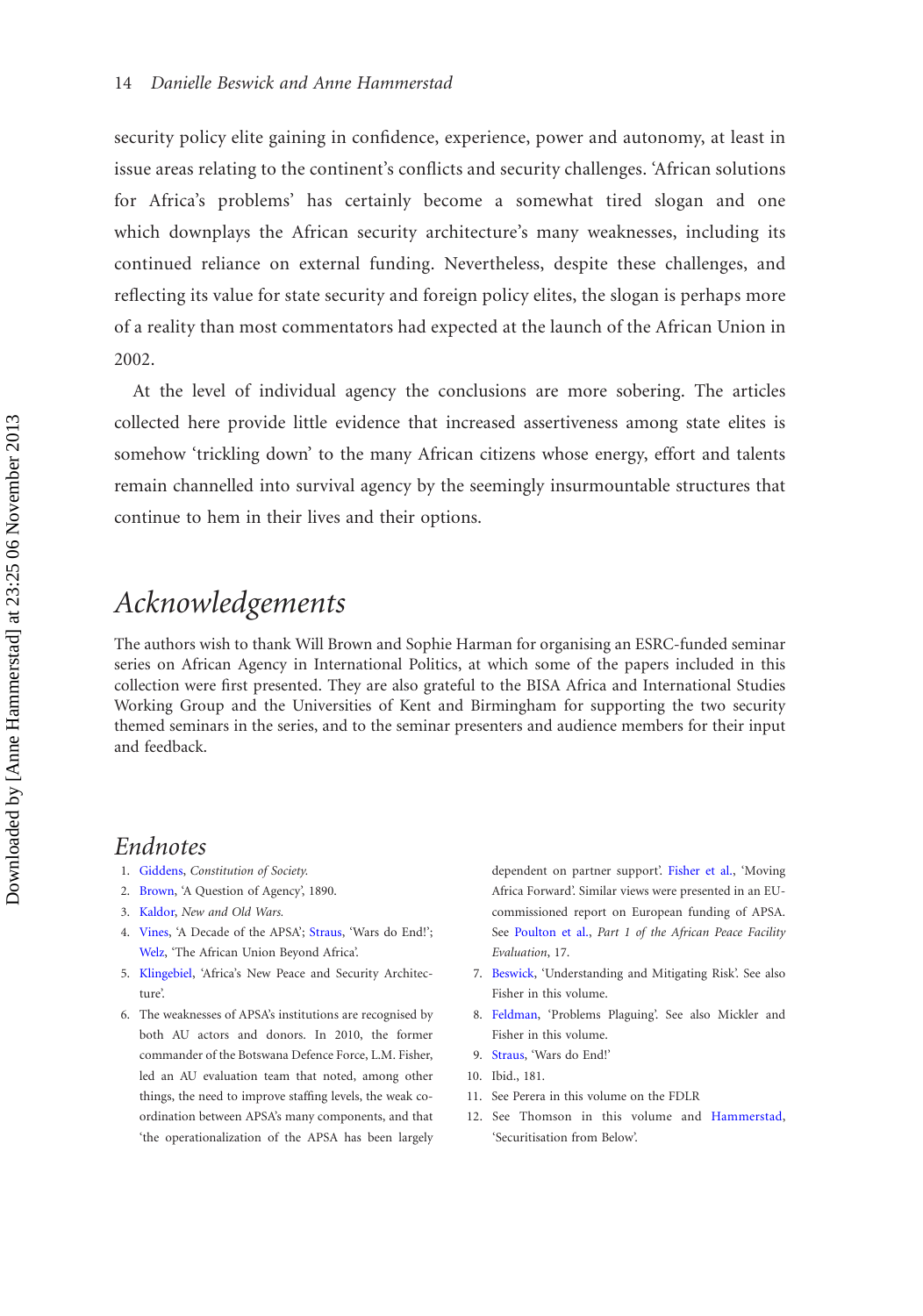security policy elite gaining in confidence, experience, power and autonomy, at least in issue areas relating to the continent's conflicts and security challenges. 'African solutions for Africa's problems' has certainly become a somewhat tired slogan and one which downplays the African security architecture's many weaknesses, including its continued reliance on external funding. Nevertheless, despite these challenges, and reflecting its value for state security and foreign policy elites, the slogan is perhaps more of a reality than most commentators had expected at the launch of the African Union in 2002.

At the level of individual agency the conclusions are more sobering. The articles collected here provide little evidence that increased assertiveness among state elites is somehow 'trickling down' to the many African citizens whose energy, effort and talents remain channelled into survival agency by the seemingly insurmountable structures that continue to hem in their lives and their options.

## Acknowledgements

The authors wish to thank Will Brown and Sophie Harman for organising an ESRC-funded seminar series on African Agency in International Politics, at which some of the papers included in this collection were first presented. They are also grateful to the BISA Africa and International Studies Working Group and the Universities of Kent and Birmingham for supporting the two security themed seminars in the series, and to the seminar presenters and audience members for their input and feedback.

## Endnotes

1. Giddens, *Constitution of Society.*
2. Brown, 'A Question of Agency', 1890.
3. Kaldor, *New and Old Wars.*
4. Vines, 'A Decade of the APSA'; Straus, 'Wars do End!'; Welz, 'The African Union Beyond Africa'.
5. Klingebiel, 'Africa's New Peace and Security Architecture'.
6. The weaknesses of APSA's institutions are recognised by both AU actors and donors. In 2010, the former commander of the Botswana Defence Force, L.M. Fisher, led an AU evaluation team that noted, among other things, the need to improve staffing levels, the weak co-ordination between APSA's many components, and that 'the operationalization of the APSA has been largely dependent on partner support'. Fisher et al., 'Moving Africa Forward'. Similar views were presented in an EU-commissioned report on European funding of APSA. See Poulton et al., *Part 1 of the African Peace Facility Evaluation*, 17.
7. Beswick, 'Understanding and Mitigating Risk'. See also Fisher in this volume.
8. Feldman, 'Problems Plaguing'. See also Mickler and Fisher in this volume.
9. Straus, 'Wars do End!'
10. Ibid., 181.
11. See Perera in this volume on the FDLR
12. See Thomson in this volume and Hammerstad, 'Securitisation from Below'.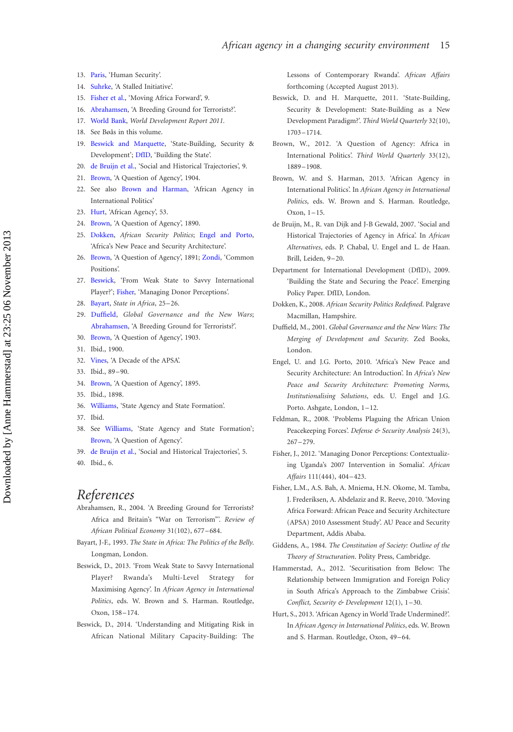13. Paris, 'Human Security'.
14. Suhrke, 'A Stalled Initiative'.
15. Fisher et al., 'Moving Africa Forward', 9.
16. Abrahamsen, 'A Breeding Ground for Terrorists?'.
17. World Bank, *World Development Report 2011*.
18. See Bøås in this volume.
19. Beswick and Marquette, 'State-Building, Security & Development'; DfID, 'Building the State'.
20. de Bruijn et al., 'Social and Historical Trajectories', 9.
21. Brown, 'A Question of Agency', 1904.
22. See also Brown and Harman, 'African Agency in International Politics'
23. Hurt, 'African Agency', 53.
24. Brown, 'A Question of Agency', 1890.
25. Dokken, *African Security Politics*; Engel and Porto, 'Africa's New Peace and Security Architecture'.
26. Brown, 'A Question of Agency', 1891; Zondi, 'Common Positions'.
27. Beswick, 'From Weak State to Savvy International Player?'; Fisher, 'Managing Donor Perceptions'.
28. Bayart, *State in Africa*, 25–26.
29. Duffield, *Global Governance and the New Wars*; Abrahamsen, 'A Breeding Ground for Terrorists?'.
30. Brown, 'A Question of Agency', 1903.
31. Ibid., 1900.
32. Vines, 'A Decade of the APSA'.
33. Ibid., 89–90.
34. Brown, 'A Question of Agency', 1895.
35. Ibid., 1898.
36. Williams, 'State Agency and State Formation'.
37. Ibid.
38. See Williams, 'State Agency and State Formation'; Brown, 'A Question of Agency'.
39. de Bruijn et al., 'Social and Historical Trajectories', 5.
40. Ibid., 6.

## References

Abrahamsen, R., 2004. 'A Breeding Ground for Terrorists? Africa and Britain's "War on Terrorism"'. *Review of African Political Economy* 31(102), 677–684.

Bayart, J-F., 1993. *The State in Africa: The Politics of the Belly*. Longman, London.

Beswick, D., 2013. 'From Weak State to Savvy International Player? Rwanda's Multi-Level Strategy for Maximising Agency'. In *African Agency in International Politics*, eds. W. Brown and S. Harman. Routledge, Oxon, 158–174.

Beswick, D., 2014. 'Understanding and Mitigating Risk in African National Military Capacity-Building: The Lessons of Contemporary Rwanda'. *African Affairs* forthcoming (Accepted August 2013).

Beswick, D. and H. Marquette, 2011. 'State-Building, Security & Development: State-Building as a New Development Paradigm?'. *Third World Quarterly* 32(10), 1703–1714.

Brown, W., 2012. 'A Question of Agency: Africa in International Politics'. *Third World Quarterly* 33(12), 1889–1908.

Brown, W. and S. Harman, 2013. 'African Agency in International Politics'. In *African Agency in International Politics*, eds. W. Brown and S. Harman. Routledge, Oxon, 1–15.

de Bruijn, M., R. van Dijk and J-B Gewald, 2007. 'Social and Historical Trajectories of Agency in Africa'. In *African Alternatives*, eds. P. Chabal, U. Engel and L. de Haan. Brill, Leiden, 9–20.

Department for International Development (DfID), 2009. 'Building the State and Securing the Peace'. Emerging Policy Paper. DfID, London.

Dokken, K., 2008. *African Security Politics Redefined*. Palgrave Macmillan, Hampshire.

Duffield, M., 2001. *Global Governance and the New Wars: The Merging of Development and Security*. Zed Books, London.

Engel, U. and J.G. Porto, 2010. 'Africa's New Peace and Security Architecture: An Introduction'. In *Africa's New Peace and Security Architecture: Promoting Norms, Institutionalising Solutions*, eds. U. Engel and J.G. Porto. Ashgate, London, 1–12.

Feldman, R., 2008. 'Problems Plaguing the African Union Peacekeeping Forces'. *Defense & Security Analysis* 24(3), 267–279.

Fisher, J., 2012. 'Managing Donor Perceptions: Contextualizing Uganda's 2007 Intervention in Somalia'. *African Affairs* 111(444), 404–423.

Fisher, L.M., A.S. Bah, A. Mniema, H.N. Okome, M. Tamba, J. Frederiksen, A. Abdelaziz and R. Reeve, 2010. 'Moving Africa Forward: African Peace and Security Architecture (APSA) 2010 Assessment Study'. AU Peace and Security Department, Addis Ababa.

Giddens, A., 1984. *The Constitution of Society: Outline of the Theory of Structuration*. Polity Press, Cambridge.

Hammerstad, A., 2012. 'Securitisation from Below: The Relationship between Immigration and Foreign Policy in South Africa's Approach to the Zimbabwe Crisis'. *Conflict, Security & Development* 12(1), 1–30.

Hurt, S., 2013. 'African Agency in World Trade Undermined?'. In *African Agency in International Politics*, eds. W. Brown and S. Harman. Routledge, Oxon, 49–64.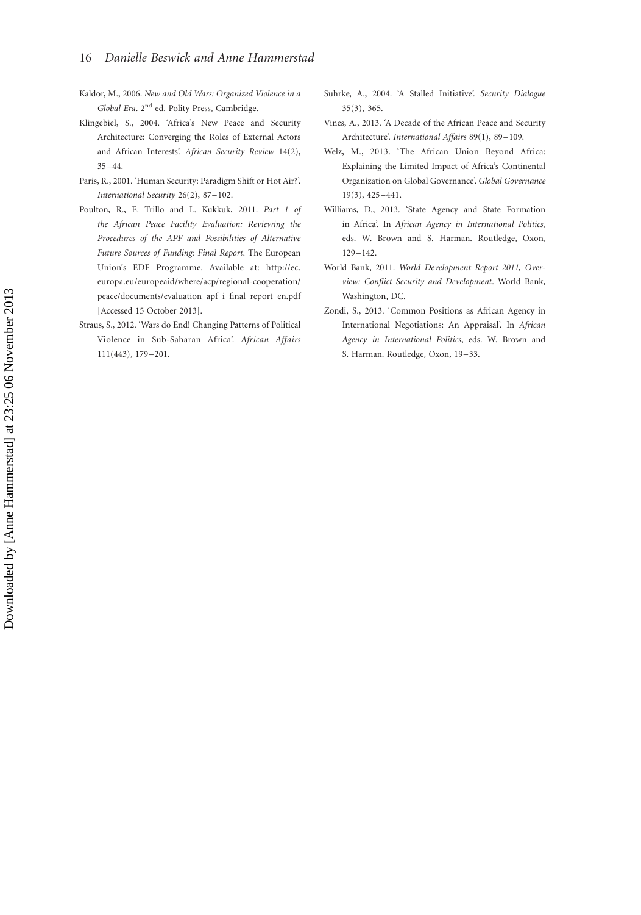Kaldor, M., 2006. *New and Old Wars: Organized Violence in a Global Era*. 2nd ed. Polity Press, Cambridge.

Klingebiel, S., 2004. 'Africa's New Peace and Security Architecture: Converging the Roles of External Actors and African Interests'. *African Security Review* 14(2), 35–44.

Paris, R., 2001. 'Human Security: Paradigm Shift or Hot Air?'. *International Security* 26(2), 87–102.

Poulton, R., E. Trillo and L. Kukkuk, 2011. *Part 1 of the African Peace Facility Evaluation: Reviewing the Procedures of the APF and Possibilities of Alternative Future Sources of Funding: Final Report*. The European Union's EDF Programme. Available at: http://ec.europa.eu/europeaid/where/acp/regional-cooperation/peace/documents/evaluation_apf_i_final_report_en.pdf [Accessed 15 October 2013].

Straus, S., 2012. 'Wars do End! Changing Patterns of Political Violence in Sub-Saharan Africa'. *African Affairs* 111(443), 179–201.

Suhrke, A., 2004. 'A Stalled Initiative'. *Security Dialogue* 35(3), 365.

Vines, A., 2013. 'A Decade of the African Peace and Security Architecture'. *International Affairs* 89(1), 89–109.

Welz, M., 2013. 'The African Union Beyond Africa: Explaining the Limited Impact of Africa's Continental Organization on Global Governance'. *Global Governance* 19(3), 425–441.

Williams, D., 2013. 'State Agency and State Formation in Africa'. In *African Agency in International Politics*, eds. W. Brown and S. Harman. Routledge, Oxon, 129–142.

World Bank, 2011. *World Development Report 2011, Overview: Conflict Security and Development*. World Bank, Washington, DC.

Zondi, S., 2013. 'Common Positions as African Agency in International Negotiations: An Appraisal'. In *African Agency in International Politics*, eds. W. Brown and S. Harman. Routledge, Oxon, 19–33.